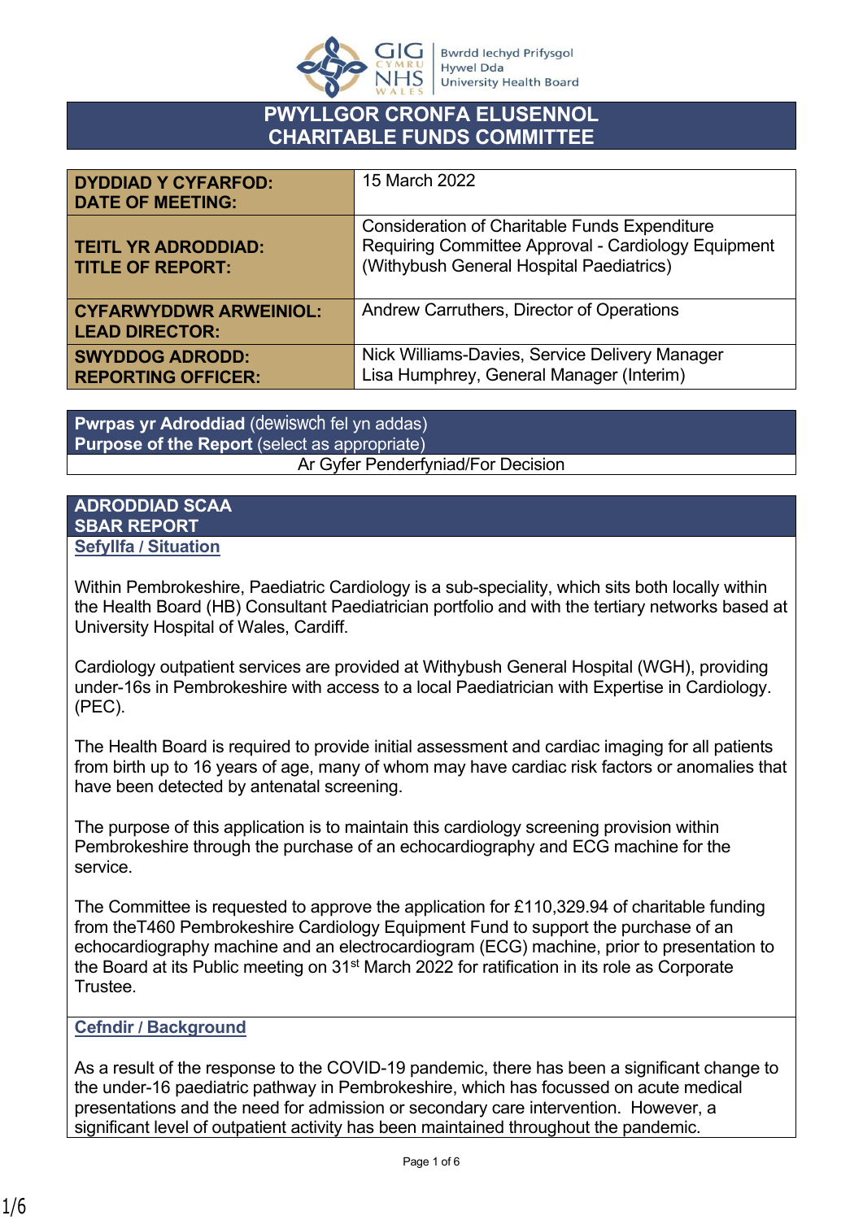# PWYLLGOR CRONFA ELUSENNOL
# CHARITABLE FUNDS COMMITTEE

| | |
|---|---|
| **DYDDIAD Y CYFARFOD: DATE OF MEETING:** | 15 March 2022 |
| **TEITL YR ADRODDIAD: TITLE OF REPORT:** | Consideration of Charitable Funds Expenditure Requiring Committee Approval - Cardiology Equipment (Withybush General Hospital Paediatrics) |
| **CYFARWYDDWR ARWEINIOL: LEAD DIRECTOR:** | Andrew Carruthers, Director of Operations |
| **SWYDDOG ADRODD: REPORTING OFFICER:** | Nick Williams-Davies, Service Delivery Manager<br>Lisa Humphrey, General Manager (Interim) |

| **Pwrpas yr Adroddiad** (dewiswch fel yn addas)<br>**Purpose of the Report** (select as appropriate) |
|---|
| Ar Gyfer Penderfyniad/For Decision |

## ADRODDIAD SCAA
## SBAR REPORT

### Sefyllfa / Situation

Within Pembrokeshire, Paediatric Cardiology is a sub-speciality, which sits both locally within the Health Board (HB) Consultant Paediatrician portfolio and with the tertiary networks based at University Hospital of Wales, Cardiff.

Cardiology outpatient services are provided at Withybush General Hospital (WGH), providing under-16s in Pembrokeshire with access to a local Paediatrician with Expertise in Cardiology. (PEC).

The Health Board is required to provide initial assessment and cardiac imaging for all patients from birth up to 16 years of age, many of whom may have cardiac risk factors or anomalies that have been detected by antenatal screening.

The purpose of this application is to maintain this cardiology screening provision within Pembrokeshire through the purchase of an echocardiography and ECG machine for the service.

The Committee is requested to approve the application for £110,329.94 of charitable funding from theT460 Pembrokeshire Cardiology Equipment Fund to support the purchase of an echocardiography machine and an electrocardiogram (ECG) machine, prior to presentation to the Board at its Public meeting on 31st March 2022 for ratification in its role as Corporate Trustee.

### Cefndir / Background

As a result of the response to the COVID-19 pandemic, there has been a significant change to the under-16 paediatric pathway in Pembrokeshire, which has focussed on acute medical presentations and the need for admission or secondary care intervention. However, a significant level of outpatient activity has been maintained throughout the pandemic.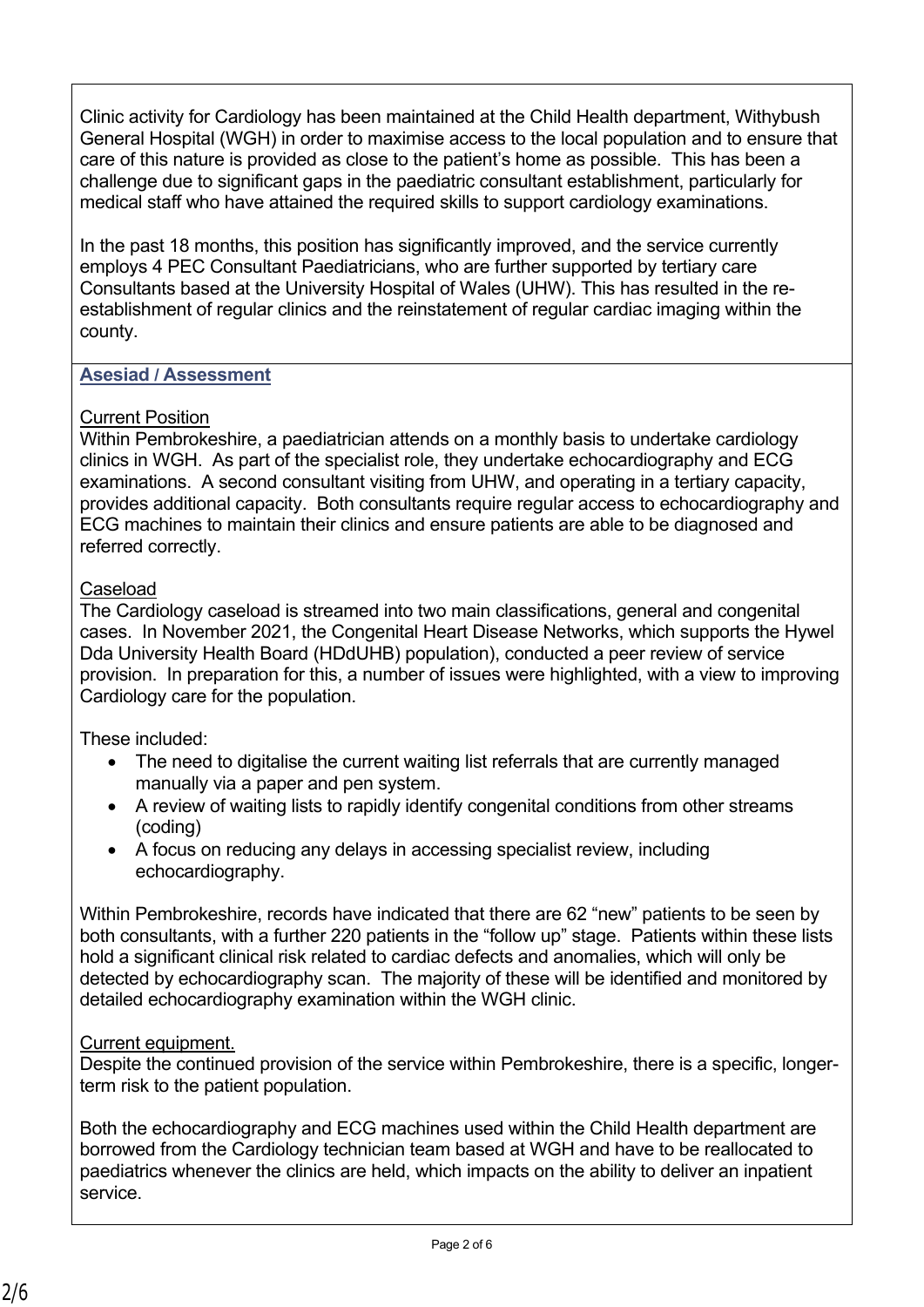Clinic activity for Cardiology has been maintained at the Child Health department, Withybush General Hospital (WGH) in order to maximise access to the local population and to ensure that care of this nature is provided as close to the patient's home as possible. This has been a challenge due to significant gaps in the paediatric consultant establishment, particularly for medical staff who have attained the required skills to support cardiology examinations.

In the past 18 months, this position has significantly improved, and the service currently employs 4 PEC Consultant Paediatricians, who are further supported by tertiary care Consultants based at the University Hospital of Wales (UHW). This has resulted in the re-establishment of regular clinics and the reinstatement of regular cardiac imaging within the county.

## Asesiad / Assessment

**Current Position**

Within Pembrokeshire, a paediatrician attends on a monthly basis to undertake cardiology clinics in WGH. As part of the specialist role, they undertake echocardiography and ECG examinations. A second consultant visiting from UHW, and operating in a tertiary capacity, provides additional capacity. Both consultants require regular access to echocardiography and ECG machines to maintain their clinics and ensure patients are able to be diagnosed and referred correctly.

**Caseload**

The Cardiology caseload is streamed into two main classifications, general and congenital cases. In November 2021, the Congenital Heart Disease Networks, which supports the Hywel Dda University Health Board (HDdUHB) population), conducted a peer review of service provision. In preparation for this, a number of issues were highlighted, with a view to improving Cardiology care for the population.

These included:

- The need to digitalise the current waiting list referrals that are currently managed manually via a paper and pen system.
- A review of waiting lists to rapidly identify congenital conditions from other streams (coding)
- A focus on reducing any delays in accessing specialist review, including echocardiography.

Within Pembrokeshire, records have indicated that there are 62 "new" patients to be seen by both consultants, with a further 220 patients in the "follow up" stage. Patients within these lists hold a significant clinical risk related to cardiac defects and anomalies, which will only be detected by echocardiography scan. The majority of these will be identified and monitored by detailed echocardiography examination within the WGH clinic.

**Current equipment.**

Despite the continued provision of the service within Pembrokeshire, there is a specific, longer-term risk to the patient population.

Both the echocardiography and ECG machines used within the Child Health department are borrowed from the Cardiology technician team based at WGH and have to be reallocated to paediatrics whenever the clinics are held, which impacts on the ability to deliver an inpatient service.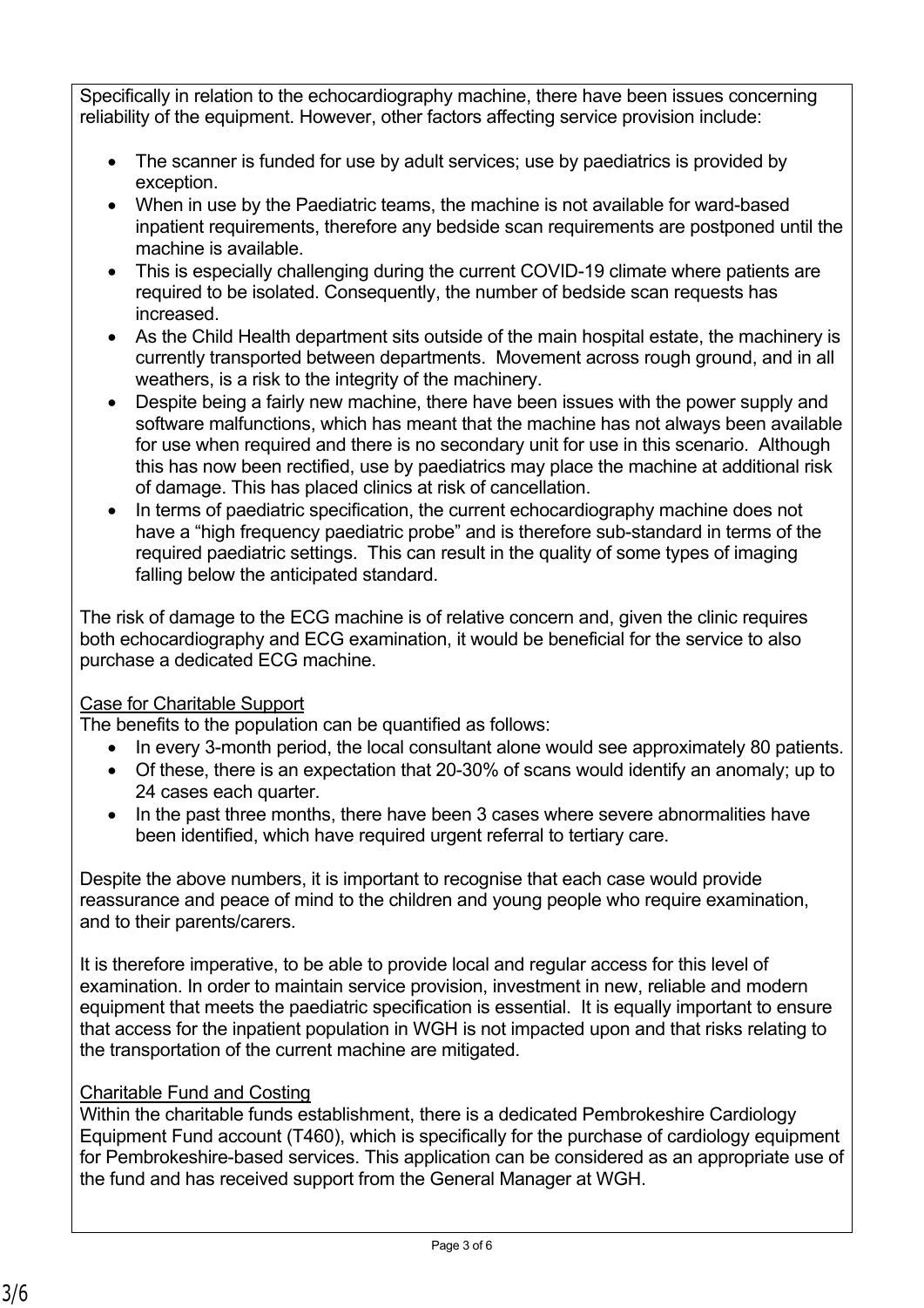Specifically in relation to the echocardiography machine, there have been issues concerning reliability of the equipment. However, other factors affecting service provision include:

- The scanner is funded for use by adult services; use by paediatrics is provided by exception.
- When in use by the Paediatric teams, the machine is not available for ward-based inpatient requirements, therefore any bedside scan requirements are postponed until the machine is available.
- This is especially challenging during the current COVID-19 climate where patients are required to be isolated. Consequently, the number of bedside scan requests has increased.
- As the Child Health department sits outside of the main hospital estate, the machinery is currently transported between departments. Movement across rough ground, and in all weathers, is a risk to the integrity of the machinery.
- Despite being a fairly new machine, there have been issues with the power supply and software malfunctions, which has meant that the machine has not always been available for use when required and there is no secondary unit for use in this scenario. Although this has now been rectified, use by paediatrics may place the machine at additional risk of damage. This has placed clinics at risk of cancellation.
- In terms of paediatric specification, the current echocardiography machine does not have a "high frequency paediatric probe" and is therefore sub-standard in terms of the required paediatric settings. This can result in the quality of some types of imaging falling below the anticipated standard.

The risk of damage to the ECG machine is of relative concern and, given the clinic requires both echocardiography and ECG examination, it would be beneficial for the service to also purchase a dedicated ECG machine.

Case for Charitable Support

The benefits to the population can be quantified as follows:

- In every 3-month period, the local consultant alone would see approximately 80 patients.
- Of these, there is an expectation that 20-30% of scans would identify an anomaly; up to 24 cases each quarter.
- In the past three months, there have been 3 cases where severe abnormalities have been identified, which have required urgent referral to tertiary care.

Despite the above numbers, it is important to recognise that each case would provide reassurance and peace of mind to the children and young people who require examination, and to their parents/carers.

It is therefore imperative, to be able to provide local and regular access for this level of examination. In order to maintain service provision, investment in new, reliable and modern equipment that meets the paediatric specification is essential. It is equally important to ensure that access for the inpatient population in WGH is not impacted upon and that risks relating to the transportation of the current machine are mitigated.

Charitable Fund and Costing

Within the charitable funds establishment, there is a dedicated Pembrokeshire Cardiology Equipment Fund account (T460), which is specifically for the purchase of cardiology equipment for Pembrokeshire-based services. This application can be considered as an appropriate use of the fund and has received support from the General Manager at WGH.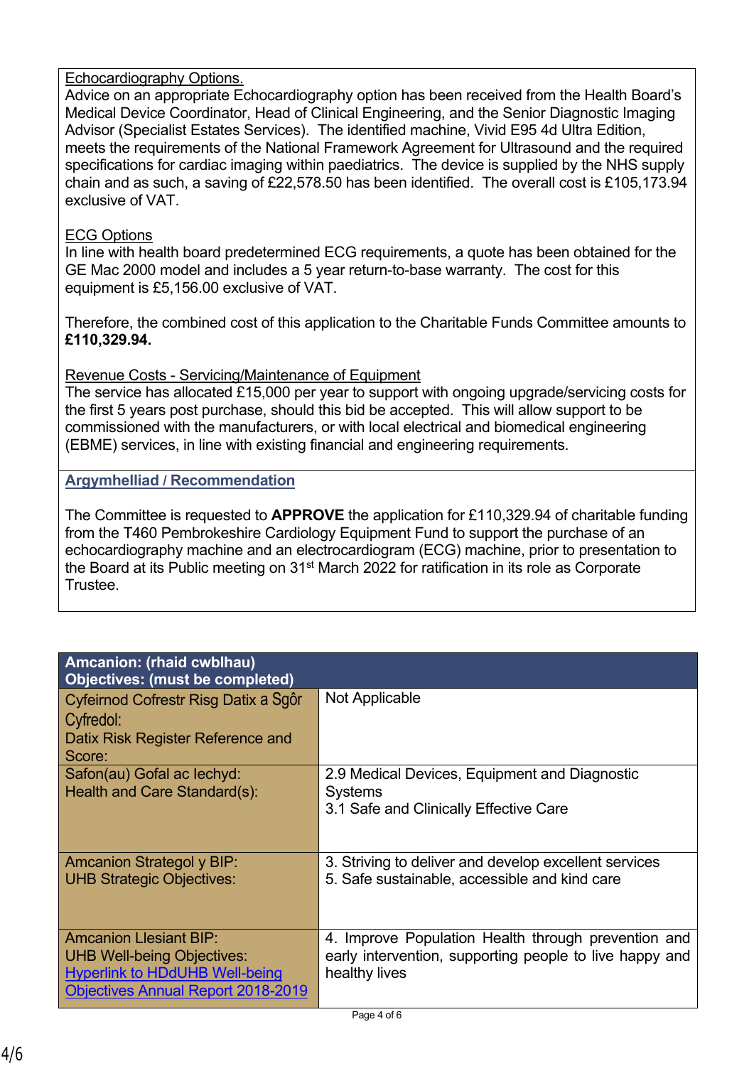Echocardiography Options.

Advice on an appropriate Echocardiography option has been received from the Health Board's Medical Device Coordinator, Head of Clinical Engineering, and the Senior Diagnostic Imaging Advisor (Specialist Estates Services). The identified machine, Vivid E95 4d Ultra Edition, meets the requirements of the National Framework Agreement for Ultrasound and the required specifications for cardiac imaging within paediatrics. The device is supplied by the NHS supply chain and as such, a saving of £22,578.50 has been identified. The overall cost is £105,173.94 exclusive of VAT.

ECG Options

In line with health board predetermined ECG requirements, a quote has been obtained for the GE Mac 2000 model and includes a 5 year return-to-base warranty. The cost for this equipment is £5,156.00 exclusive of VAT.

Therefore, the combined cost of this application to the Charitable Funds Committee amounts to **£110,329.94.**

Revenue Costs - Servicing/Maintenance of Equipment

The service has allocated £15,000 per year to support with ongoing upgrade/servicing costs for the first 5 years post purchase, should this bid be accepted. This will allow support to be commissioned with the manufacturers, or with local electrical and biomedical engineering (EBME) services, in line with existing financial and engineering requirements.

## Argymhelliad / Recommendation

The Committee is requested to **APPROVE** the application for £110,329.94 of charitable funding from the T460 Pembrokeshire Cardiology Equipment Fund to support the purchase of an echocardiography machine and an electrocardiogram (ECG) machine, prior to presentation to the Board at its Public meeting on 31st March 2022 for ratification in its role as Corporate Trustee.

| Amcanion: (rhaid cwblhau) Objectives: (must be completed) | |
|---|---|
| Cyfeirnod Cofrestr Risg Datix a Sgôr Cyfredol: Datix Risk Register Reference and Score: | Not Applicable |
| Safon(au) Gofal ac Iechyd: Health and Care Standard(s): | 2.9 Medical Devices, Equipment and Diagnostic Systems<br>3.1 Safe and Clinically Effective Care |
| Amcanion Strategol y BIP: UHB Strategic Objectives: | 3. Striving to deliver and develop excellent services<br>5. Safe sustainable, accessible and kind care |
| Amcanion Llesiant BIP: UHB Well-being Objectives: Hyperlink to HDdUHB Well-being Objectives Annual Report 2018-2019 | 4. Improve Population Health through prevention and early intervention, supporting people to live happy and healthy lives |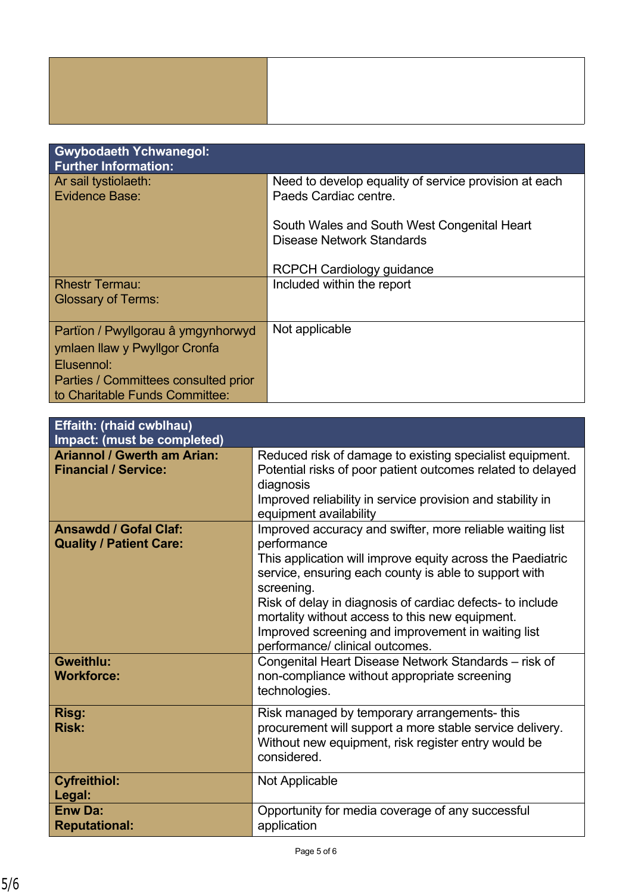| | |
|---|---|
| | |

| Gwybodaeth Ychwanegol:<br>Further Information: | |
|---|---|
| Ar sail tystiolaeth:<br>Evidence Base: | Need to develop equality of service provision at each Paeds Cardiac centre.<br><br>South Wales and South West Congenital Heart Disease Network Standards<br><br>RCPCH Cardiology guidance |
| Rhestr Termau:<br>Glossary of Terms: | Included within the report |
| Partïon / Pwyllgorau â ymgynhorwyd ymlaen llaw y Pwyllgor Cronfa Elusennol:<br>Parties / Committees consulted prior to Charitable Funds Committee: | Not applicable |

| Effaith: (rhaid cwblhau)<br>Impact: (must be completed) | |
|---|---|
| **Ariannol / Gwerth am Arian:**<br>**Financial / Service:** | Reduced risk of damage to existing specialist equipment.<br>Potential risks of poor patient outcomes related to delayed diagnosis<br>Improved reliability in service provision and stability in equipment availability |
| **Ansawdd / Gofal Claf:**<br>**Quality / Patient Care:** | Improved accuracy and swifter, more reliable waiting list performance<br>This application will improve equity across the Paediatric service, ensuring each county is able to support with screening.<br>Risk of delay in diagnosis of cardiac defects- to include mortality without access to this new equipment.<br>Improved screening and improvement in waiting list performance/ clinical outcomes. |
| **Gweithlu:**<br>**Workforce:** | Congenital Heart Disease Network Standards – risk of non-compliance without appropriate screening technologies. |
| **Risg:**<br>**Risk:** | Risk managed by temporary arrangements- this procurement will support a more stable service delivery.<br>Without new equipment, risk register entry would be considered. |
| **Cyfreithiol:**<br>**Legal:** | Not Applicable |
| **Enw Da:**<br>**Reputational:** | Opportunity for media coverage of any successful application |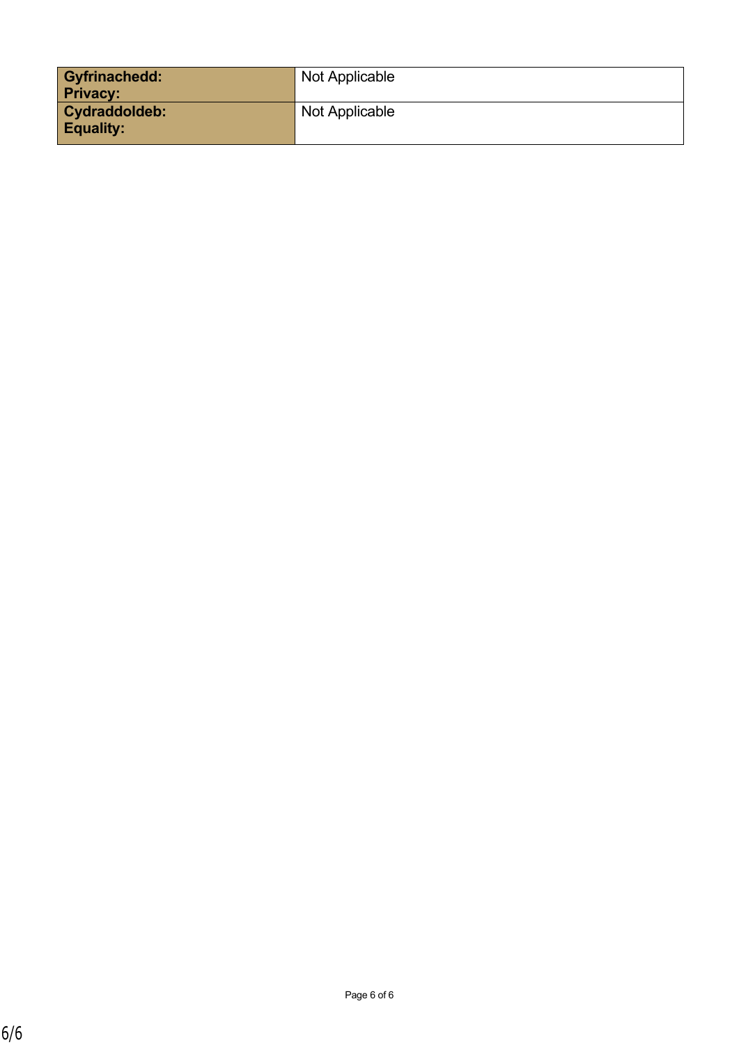| | |
|---|---|
| **Gyfrinachedd: Privacy:** | Not Applicable |
| **Cydraddoldeb: Equality:** | Not Applicable |